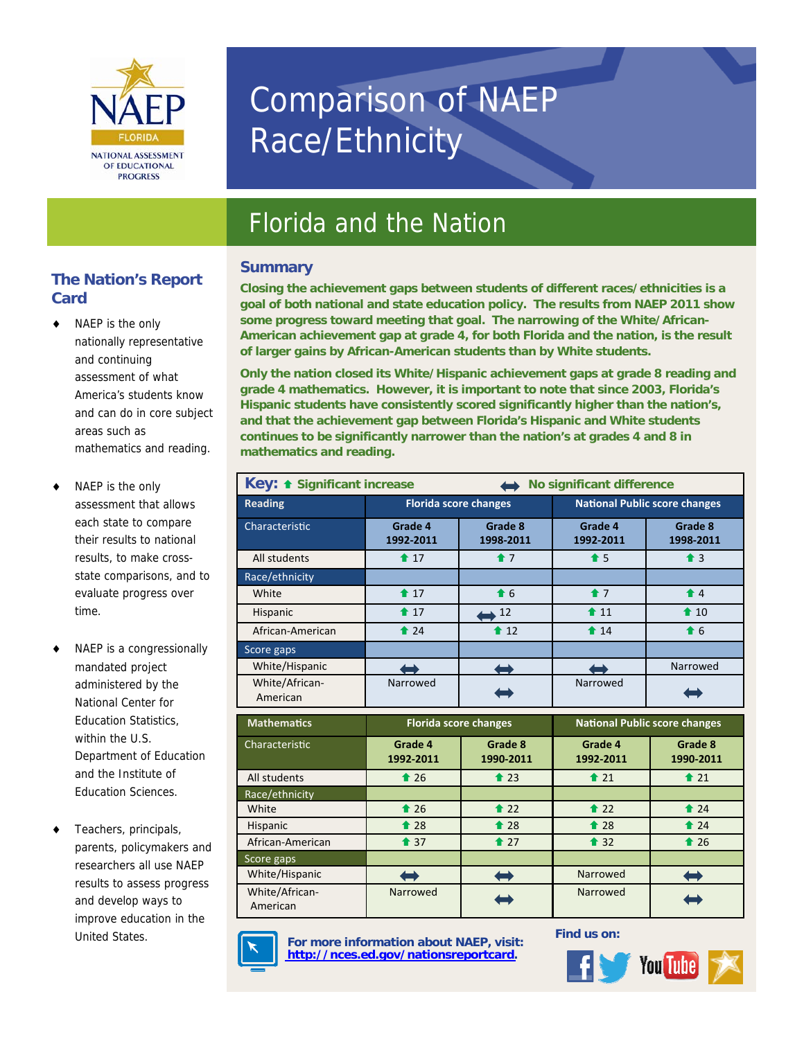# Comparison of NAEP Race/Ethnicity

## Florida and the Nation

### The Nation's Report Card

- NAEP is the only nationally representative and continuing assessment of what America's students know and can do in core subject areas such as mathematics and reading.
- NAEP is the only assessment that allows each state to compare their results to national results, to make cross-state comparisons, and to evaluate progress over time.
- NAEP is a congressionally mandated project administered by the National Center for Education Statistics, within the U.S. Department of Education and the Institute of Education Sciences.
- Teachers, principals, parents, policymakers and researchers all use NAEP results to assess progress and develop ways to improve education in the United States.

### Summary

**Closing the achievement gaps between students of different races/ethnicities is a goal of both national and state education policy. The results from NAEP 2011 show some progress toward meeting that goal. The narrowing of the White/African-American achievement gap at grade 4, for both Florida and the nation, is the result of larger gains by African-American students than by White students.**

**Only the nation closed its White/Hispanic achievement gaps at grade 8 reading and grade 4 mathematics. However, it is important to note that since 2003, Florida's Hispanic students have consistently scored significantly higher than the nation's, and that the achievement gap between Florida's Hispanic and White students continues to be significantly narrower than the nation's at grades 4 and 8 in mathematics and reading.**

**Key:** ⬆ Significant increase ⬌ No significant difference

| Reading | Florida score changes | | National Public score changes | |
|---|---|---|---|---|
| Characteristic | Grade 4 1992-2011 | Grade 8 1998-2011 | Grade 4 1992-2011 | Grade 8 1998-2011 |
| All students | ⬆ 17 | ⬆ 7 | ⬆ 5 | ⬆ 3 |
| Race/ethnicity | | | | |
| White | ⬆ 17 | ⬆ 6 | ⬆ 7 | ⬆ 4 |
| Hispanic | ⬆ 17 | ⬌ 12 | ⬆ 11 | ⬆ 10 |
| African-American | ⬆ 24 | ⬆ 12 | ⬆ 14 | ⬆ 6 |
| Score gaps | | | | |
| White/Hispanic | ⬌ | ⬌ | ⬌ | Narrowed |
| White/African-American | Narrowed | ⬌ | Narrowed | ⬌ |

| Mathematics | Florida score changes | | National Public score changes | |
|---|---|---|---|---|
| Characteristic | Grade 4 1992-2011 | Grade 8 1990-2011 | Grade 4 1992-2011 | Grade 8 1990-2011 |
| All students | ⬆ 26 | ⬆ 23 | ⬆ 21 | ⬆ 21 |
| Race/ethnicity | | | | |
| White | ⬆ 26 | ⬆ 22 | ⬆ 22 | ⬆ 24 |
| Hispanic | ⬆ 28 | ⬆ 28 | ⬆ 28 | ⬆ 24 |
| African-American | ⬆ 37 | ⬆ 27 | ⬆ 32 | ⬆ 26 |
| Score gaps | | | | |
| White/Hispanic | ⬌ | ⬌ | Narrowed | ⬌ |
| White/African-American | Narrowed | ⬌ | Narrowed | ⬌ |

**For more information about NAEP, visit: http://nces.ed.gov/nationsreportcard.**

**Find us on:**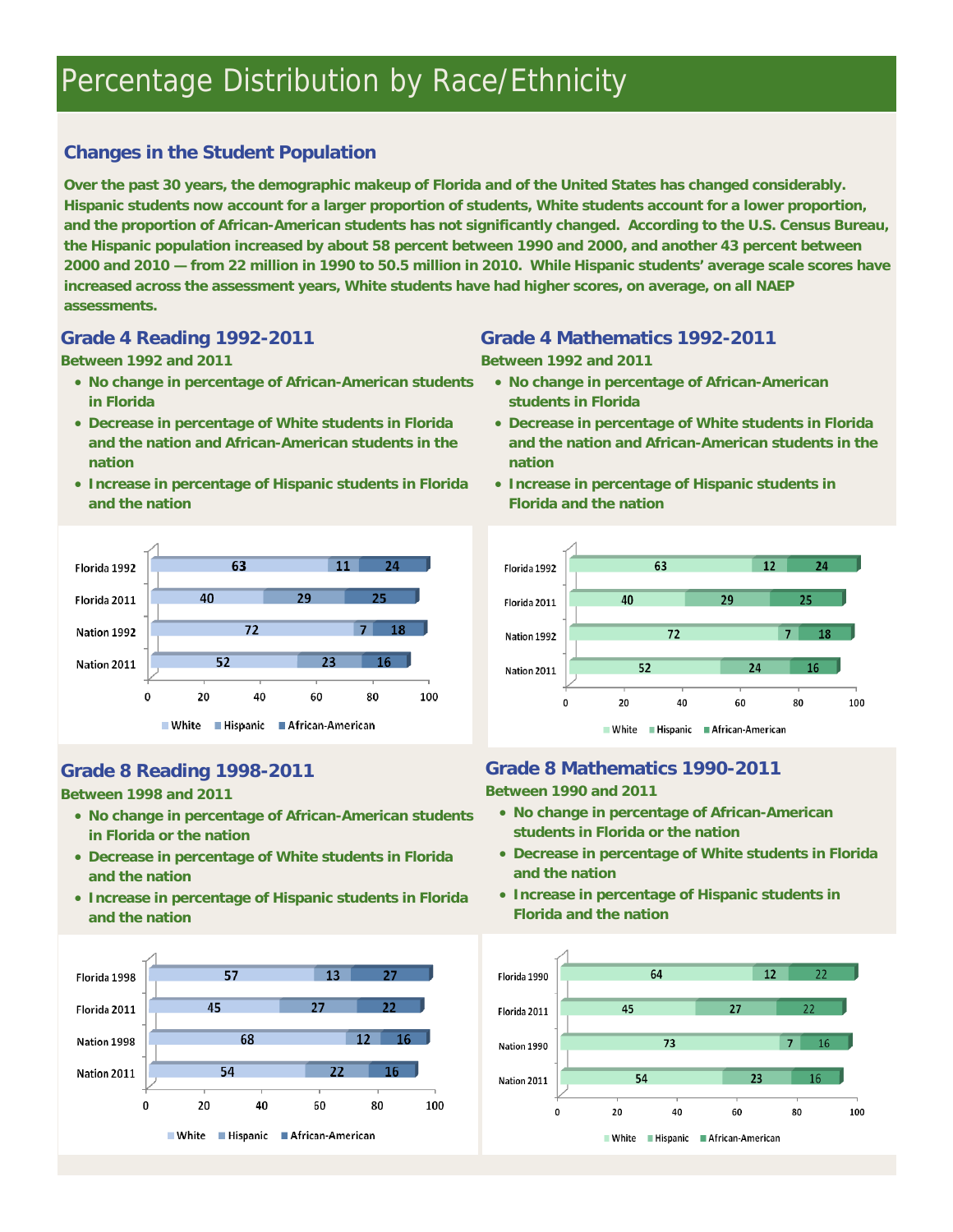# Percentage Distribution by Race/Ethnicity

## Changes in the Student Population

**Over the past 30 years, the demographic makeup of Florida and of the United States has changed considerably. Hispanic students now account for a larger proportion of students, White students account for a lower proportion, and the proportion of African-American students has not significantly changed. According to the U.S. Census Bureau, the Hispanic population increased by about 58 percent between 1990 and 2000, and another 43 percent between 2000 and 2010 — from 22 million in 1990 to 50.5 million in 2010. While Hispanic students' average scale scores have increased across the assessment years, White students have had higher scores, on average, on all NAEP assessments.**

## Grade 4 Reading 1992-2011

**Between 1992 and 2011**

- **No change in percentage of African-American students in Florida**
- **Decrease in percentage of White students in Florida and the nation and African-American students in the nation**
- **Increase in percentage of Hispanic students in Florida and the nation**

Florida 1992 63 11 24
Florida 2011 40 29 25
Nation 1992 72 7 18
Nation 2011 52 23 16
0 20 40 60 80 100
White Hispanic African-American

## Grade 4 Mathematics 1992-2011

**Between 1992 and 2011**

- **No change in percentage of African-American students in Florida**
- **Decrease in percentage of White students in Florida and the nation and African-American students in the nation**
- **Increase in percentage of Hispanic students in Florida and the nation**

Florida 1992 63 12 24
Florida 2011 40 29 25
Nation 1992 72 7 18
Nation 2011 52 24 16
0 20 40 60 80 100
White Hispanic African-American

## Grade 8 Reading 1998-2011

**Between 1998 and 2011**

- **No change in percentage of African-American students in Florida or the nation**
- **Decrease in percentage of White students in Florida and the nation**
- **Increase in percentage of Hispanic students in Florida and the nation**

Florida 1998 57 13 27
Florida 2011 45 27 22
Nation 1998 68 12 16
Nation 2011 54 22 16
0 20 40 60 80 100
White Hispanic African-American

## Grade 8 Mathematics 1990-2011

**Between 1990 and 2011**

- **No change in percentage of African-American students in Florida or the nation**
- **Decrease in percentage of White students in Florida and the nation**
- **Increase in percentage of Hispanic students in Florida and the nation**

Florida 1990 64 12 22
Florida 2011 45 27 22
Nation 1990 73 7 16
Nation 2011 54 23 16
0 20 40 60 80 100
White Hispanic African-American